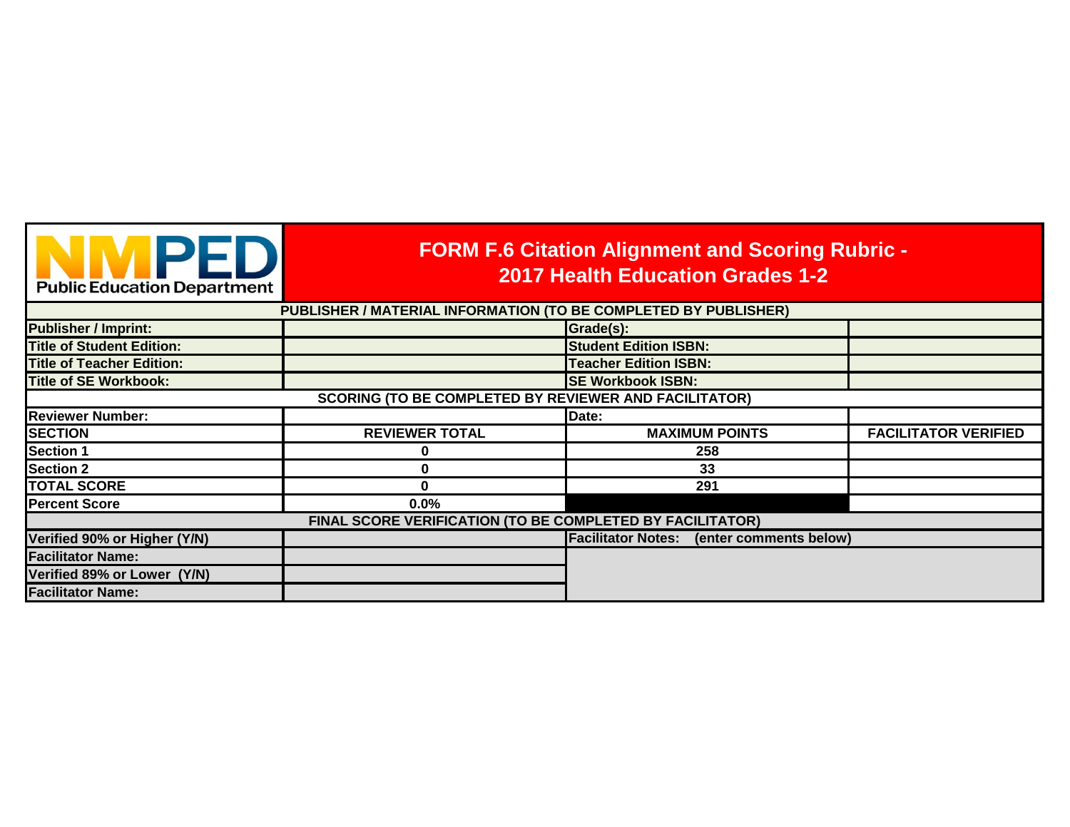NMPED Public Education Department

# FORM F.6 Citation Alignment and Scoring Rubric - 2017 Health Education Grades 1-2

| PUBLISHER / MATERIAL INFORMATION (TO BE COMPLETED BY PUBLISHER) | | | |
|---|---|---|---|
| **Publisher / Imprint:** | | **Grade(s):** | |
| **Title of Student Edition:** | | **Student Edition ISBN:** | |
| **Title of Teacher Edition:** | | **Teacher Edition ISBN:** | |
| **Title of SE Workbook:** | | **SE Workbook ISBN:** | |
| **SCORING (TO BE COMPLETED BY REVIEWER AND FACILITATOR)** | | | |
| **Reviewer Number:** | | **Date:** | |
| **SECTION** | **REVIEWER TOTAL** | **MAXIMUM POINTS** | **FACILITATOR VERIFIED** |
| **Section 1** | **0** | **258** | |
| **Section 2** | **0** | **33** | |
| **TOTAL SCORE** | **0** | **291** | |
| **Percent Score** | **0.0%** | | |
| **FINAL SCORE VERIFICATION (TO BE COMPLETED BY FACILITATOR)** | | | |
| **Verified 90% or Higher (Y/N)** | | **Facilitator Notes: (enter comments below)** | |
| **Facilitator Name:** | | | |
| **Verified 89% or Lower (Y/N)** | | | |
| **Facilitator Name:** | | | |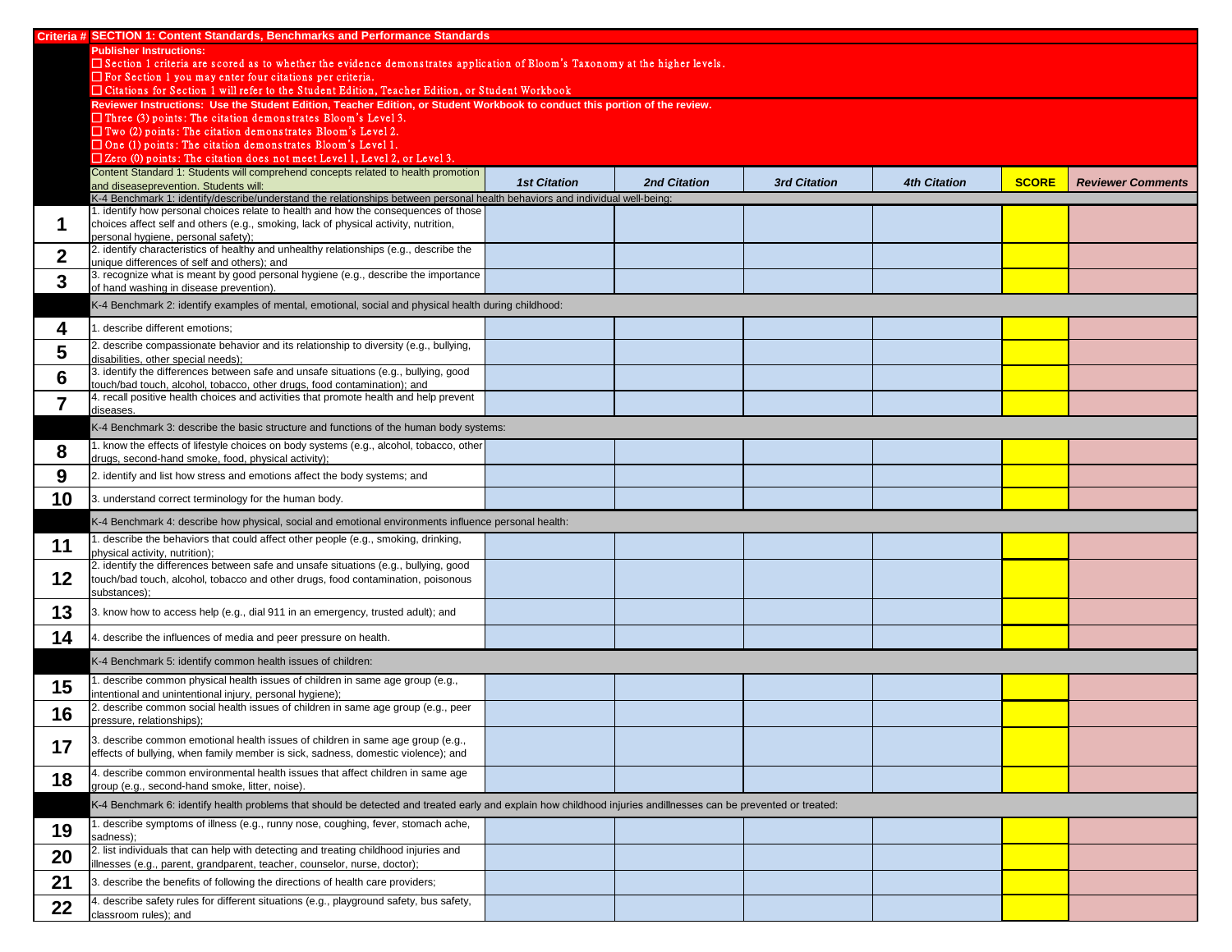| Criteria # | SECTION 1: Content Standards, Benchmarks and Performance Standards | | | | | | |
|---|---|---|---|---|---|---|---|
| | **Publisher Instructions:**<br>☐ Section 1 criteria are scored as to whether the evidence demonstrates application of Bloom's Taxonomy at the higher levels.<br>☐ For Section 1 you may enter four citations per criteria.<br>☐ Citations for Section 1 will refer to the Student Edition, Teacher Edition, or Student Workbook | | | | | | |
| | **Reviewer Instructions: Use the Student Edition, Teacher Edition, or Student Workbook to conduct this portion of the review.**<br>☐ Three (3) points: The citation demonstrates Bloom's Level 3.<br>☐ Two (2) points: The citation demonstrates Bloom's Level 2.<br>☐ One (1) points: The citation demonstrates Bloom's Level 1.<br>☐ Zero (0) points: The citation does not meet Level 1, Level 2, or Level 3. | | | | | | |
| | Content Standard 1: Students will comprehend concepts related to health promotion and diseaseprevention. Students will: | ***1st Citation*** | ***2nd Citation*** | ***3rd Citation*** | ***4th Citation*** | **SCORE** | ***Reviewer Comments*** |
| | K-4 Benchmark 1: identify/describe/understand the relationships between personal health behaviors and individual well-being: | | | | | | |
| **1** | 1. identify how personal choices relate to health and how the consequences of those choices affect self and others (e.g., smoking, lack of physical activity, nutrition, personal hygiene, personal safety); | | | | | | |
| **2** | 2. identify characteristics of healthy and unhealthy relationships (e.g., describe the unique differences of self and others); and | | | | | | |
| **3** | 3. recognize what is meant by good personal hygiene (e.g., describe the importance of hand washing in disease prevention). | | | | | | |
| | K-4 Benchmark 2: identify examples of mental, emotional, social and physical health during childhood: | | | | | | |
| **4** | 1. describe different emotions; | | | | | | |
| **5** | 2. describe compassionate behavior and its relationship to diversity (e.g., bullying, disabilities, other special needs); | | | | | | |
| **6** | 3. identify the differences between safe and unsafe situations (e.g., bullying, good touch/bad touch, alcohol, tobacco, other drugs, food contamination); and | | | | | | |
| **7** | 4. recall positive health choices and activities that promote health and help prevent diseases. | | | | | | |
| | K-4 Benchmark 3: describe the basic structure and functions of the human body systems: | | | | | | |
| **8** | 1. know the effects of lifestyle choices on body systems (e.g., alcohol, tobacco, other drugs, second-hand smoke, food, physical activity); | | | | | | |
| **9** | 2. identify and list how stress and emotions affect the body systems; and | | | | | | |
| **10** | 3. understand correct terminology for the human body. | | | | | | |
| | K-4 Benchmark 4: describe how physical, social and emotional environments influence personal health: | | | | | | |
| **11** | 1. describe the behaviors that could affect other people (e.g., smoking, drinking, physical activity, nutrition); | | | | | | |
| **12** | 2. identify the differences between safe and unsafe situations (e.g., bullying, good touch/bad touch, alcohol, tobacco and other drugs, food contamination, poisonous substances); | | | | | | |
| **13** | 3. know how to access help (e.g., dial 911 in an emergency, trusted adult); and | | | | | | |
| **14** | 4. describe the influences of media and peer pressure on health. | | | | | | |
| | K-4 Benchmark 5: identify common health issues of children: | | | | | | |
| **15** | 1. describe common physical health issues of children in same age group (e.g., intentional and unintentional injury, personal hygiene); | | | | | | |
| **16** | 2. describe common social health issues of children in same age group (e.g., peer pressure, relationships); | | | | | | |
| **17** | 3. describe common emotional health issues of children in same age group (e.g., effects of bullying, when family member is sick, sadness, domestic violence); and | | | | | | |
| **18** | 4. describe common environmental health issues that affect children in same age group (e.g., second-hand smoke, litter, noise). | | | | | | |
| | K-4 Benchmark 6: identify health problems that should be detected and treated early and explain how childhood injuries andillnesses can be prevented or treated: | | | | | | |
| **19** | 1. describe symptoms of illness (e.g., runny nose, coughing, fever, stomach ache, sadness); | | | | | | |
| **20** | 2. list individuals that can help with detecting and treating childhood injuries and illnesses (e.g., parent, grandparent, teacher, counselor, nurse, doctor); | | | | | | |
| **21** | 3. describe the benefits of following the directions of health care providers; | | | | | | |
| **22** | 4. describe safety rules for different situations (e.g., playground safety, bus safety, classroom rules); and | | | | | | |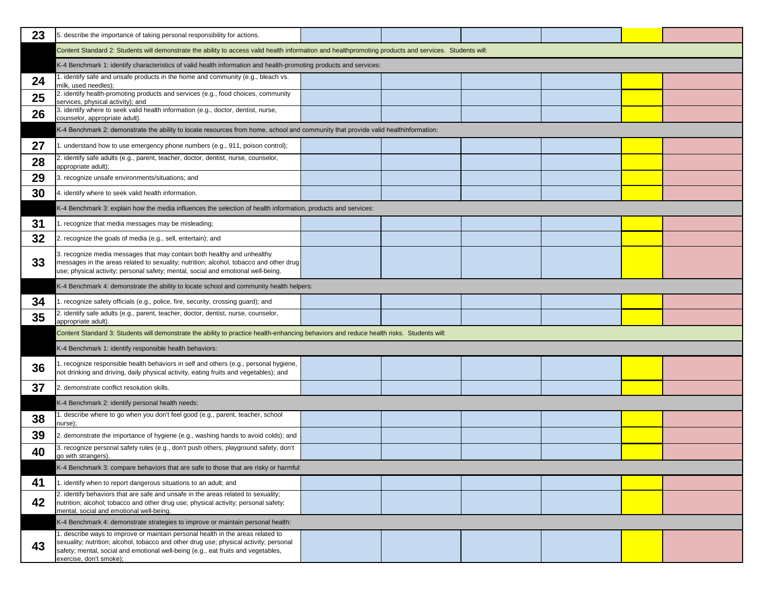| | | | | | | | |
|---|---|---|---|---|---|---|---|
| 23 | 5. describe the importance of taking personal responsibility for actions. | | | | | | |
| | Content Standard 2: Students will demonstrate the ability to access valid health information and healthpromoting products and services. Students will: | | | | | | |
| | K-4 Benchmark 1: identify characteristics of valid health information and health-promoting products and services: | | | | | | |
| 24 | 1. identify safe and unsafe products in the home and community (e.g., bleach vs. milk, used needles); | | | | | | |
| 25 | 2. identify health-promoting products and services (e.g., food choices, community services, physical activity); and | | | | | | |
| 26 | 3. identify where to seek valid health information (e.g., doctor, dentist, nurse, counselor, appropriate adult). | | | | | | |
| | K-4 Benchmark 2: demonstrate the ability to locate resources from home, school and community that provide valid healthinformation: | | | | | | |
| 27 | 1. understand how to use emergency phone numbers (e.g., 911, poison control); | | | | | | |
| 28 | 2. identify safe adults (e.g., parent, teacher, doctor, dentist, nurse, counselor, appropriate adult); | | | | | | |
| 29 | 3. recognize unsafe environments/situations; and | | | | | | |
| 30 | 4. identify where to seek valid health information. | | | | | | |
| | K-4 Benchmark 3: explain how the media influences the selection of health information, products and services: | | | | | | |
| 31 | 1. recognize that media messages may be misleading; | | | | | | |
| 32 | 2. recognize the goals of media (e.g., sell, entertain); and | | | | | | |
| 33 | 3. recognize media messages that may contain both healthy and unhealthy messages in the areas related to sexuality; nutrition; alcohol, tobacco and other drug use; physical activity; personal safety; mental, social and emotional well-being. | | | | | | |
| | K-4 Benchmark 4: demonstrate the ability to locate school and community health helpers: | | | | | | |
| 34 | 1. recognize safety officials (e.g., police, fire, security, crossing guard); and | | | | | | |
| 35 | 2. identify safe adults (e.g., parent, teacher, doctor, dentist, nurse, counselor, appropriate adult). | | | | | | |
| | Content Standard 3: Students will demonstrate the ability to practice health-enhancing behaviors and reduce health risks. Students will: | | | | | | |
| | K-4 Benchmark 1: identify responsible health behaviors: | | | | | | |
| 36 | 1. recognize responsible health behaviors in self and others (e.g., personal hygiene, not drinking and driving, daily physical activity, eating fruits and vegetables); and | | | | | | |
| 37 | 2. demonstrate conflict resolution skills. | | | | | | |
| | K-4 Benchmark 2: identify personal health needs: | | | | | | |
| 38 | 1. describe where to go when you don't feel good (e.g., parent, teacher, school nurse); | | | | | | |
| 39 | 2. demonstrate the importance of hygiene (e.g., washing hands to avoid colds); and | | | | | | |
| 40 | 3. recognize personal safety rules (e.g., don't push others, playground safety, don't go with strangers). | | | | | | |
| | K-4 Benchmark 3: compare behaviors that are safe to those that are risky or harmful: | | | | | | |
| 41 | 1. identify when to report dangerous situations to an adult; and | | | | | | |
| 42 | 2. identify behaviors that are safe and unsafe in the areas related to sexuality; nutrition; alcohol; tobacco and other drug use; physical activity; personal safety; mental, social and emotional well-being. | | | | | | |
| | K-4 Benchmark 4: demonstrate strategies to improve or maintain personal health: | | | | | | |
| 43 | 1. describe ways to improve or maintain personal health in the areas related to sexuality; nutrition; alcohol, tobacco and other drug use; physical activity; personal safety; mental, social and emotional well-being (e.g., eat fruits and vegetables, exercise, don't smoke); | | | | | | |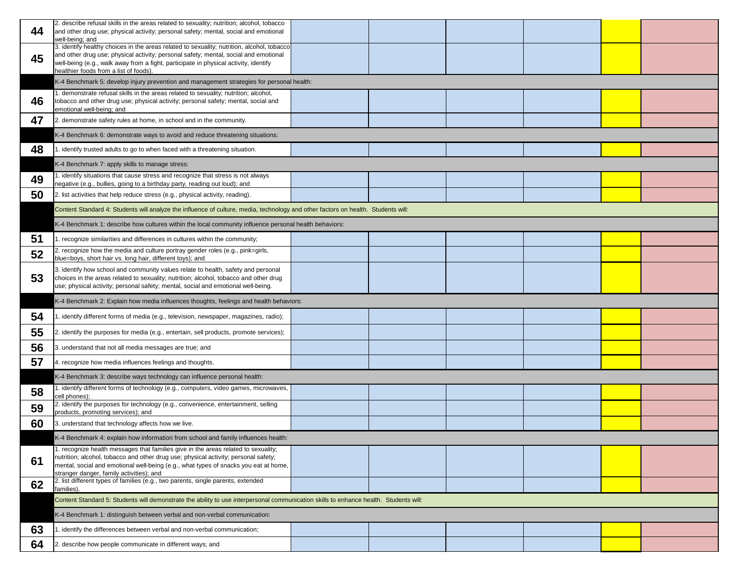| # | Standard / Benchmark / Performance Standard | | | | | | |
|---|---|---|---|---|---|---|---|
| 44 | 2. describe refusal skills in the areas related to sexuality; nutrition; alcohol, tobacco and other drug use; physical activity; personal safety; mental, social and emotional well-being; and | | | | | | |
| 45 | 3. identify healthy choices in the areas related to sexuality; nutrition, alcohol, tobacco and other drug use; physical activity; personal safety; mental, social and emotional well-being (e.g., walk away from a fight, participate in physical activity, identify healthier foods from a list of foods). | | | | | | |
| | K-4 Benchmark 5: develop injury prevention and management strategies for personal health: | | | | | | |
| 46 | 1. demonstrate refusal skills in the areas related to sexuality; nutrition; alcohol, tobacco and other drug use; physical activity; personal safety; mental, social and emotional well-being; and | | | | | | |
| 47 | 2. demonstrate safety rules at home, in school and in the community. | | | | | | |
| | K-4 Benchmark 6: demonstrate ways to avoid and reduce threatening situations: | | | | | | |
| 48 | 1. identify trusted adults to go to when faced with a threatening situation. | | | | | | |
| | K-4 Benchmark 7: apply skills to manage stress: | | | | | | |
| 49 | 1. identify situations that cause stress and recognize that stress is not always negative (e.g., bullies, going to a birthday party, reading out loud); and | | | | | | |
| 50 | 2. list activities that help reduce stress (e.g., physical activity, reading). | | | | | | |
| | Content Standard 4: Students will analyze the influence of culture, media, technology and other factors on health. Students will: | | | | | | |
| | K-4 Benchmark 1: describe how cultures within the local community influence personal health behaviors: | | | | | | |
| 51 | 1. recognize similarities and differences in cultures within the community; | | | | | | |
| 52 | 2. recognize how the media and culture portray gender roles (e.g., pink=girls, blue=boys, short hair vs. long hair, different toys); and | | | | | | |
| 53 | 3. identify how school and community values relate to health, safety and personal choices in the areas related to sexuality; nutrition; alcohol, tobacco and other drug use; physical activity; personal safety; mental, social and emotional well-being. | | | | | | |
| | K-4 Benchmark 2: Explain how media influences thoughts, feelings and health behaviors: | | | | | | |
| 54 | 1. identify different forms of media (e.g., television, newspaper, magazines, radio); | | | | | | |
| 55 | 2. identify the purposes for media (e.g., entertain, sell products, promote services); | | | | | | |
| 56 | 3. understand that not all media messages are true; and | | | | | | |
| 57 | 4. recognize how media influences feelings and thoughts. | | | | | | |
| | K-4 Benchmark 3: describe ways technology can influence personal health: | | | | | | |
| 58 | 1. identify different forms of technology (e.g., computers, video games, microwaves, cell phones); | | | | | | |
| 59 | 2. identify the purposes for technology (e.g., convenience, entertainment, selling products, promoting services); and | | | | | | |
| 60 | 3. understand that technology affects how we live. | | | | | | |
| | K-4 Benchmark 4: explain how information from school and family influences health: | | | | | | |
| 61 | 1. recognize health messages that families give in the areas related to sexuality; nutrition; alcohol, tobacco and other drug use; physical activity; personal safety; mental, social and emotional well-being (e.g., what types of snacks you eat at home, stranger danger, family activities); and | | | | | | |
| 62 | 2. list different types of families (e.g., two parents, single parents, extended families). | | | | | | |
| | Content Standard 5: Students will demonstrate the ability to use interpersonal communication skills to enhance health. Students will: | | | | | | |
| | K-4 Benchmark 1: distinguish between verbal and non-verbal communication: | | | | | | |
| 63 | 1. identify the differences between verbal and non-verbal communication; | | | | | | |
| 64 | 2. describe how people communicate in different ways; and | | | | | | |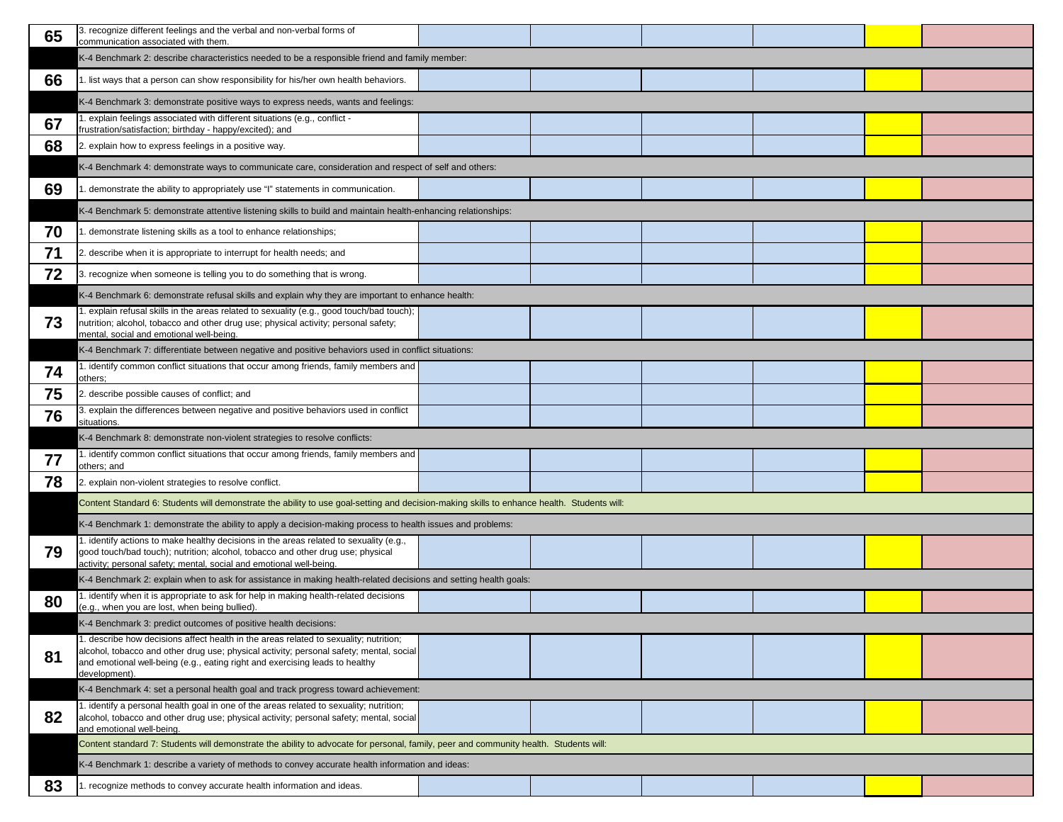| # | Standard / Benchmark | | | | | | |
|---|---|---|---|---|---|---|---|
| 65 | 3. recognize different feelings and the verbal and non-verbal forms of communication associated with them. | | | | | | |
| | K-4 Benchmark 2: describe characteristics needed to be a responsible friend and family member: | | | | | | |
| 66 | 1. list ways that a person can show responsibility for his/her own health behaviors. | | | | | | |
| | K-4 Benchmark 3: demonstrate positive ways to express needs, wants and feelings: | | | | | | |
| 67 | 1. explain feelings associated with different situations (e.g., conflict - frustration/satisfaction; birthday - happy/excited); and | | | | | | |
| 68 | 2. explain how to express feelings in a positive way. | | | | | | |
| | K-4 Benchmark 4: demonstrate ways to communicate care, consideration and respect of self and others: | | | | | | |
| 69 | 1. demonstrate the ability to appropriately use "I" statements in communication. | | | | | | |
| | K-4 Benchmark 5: demonstrate attentive listening skills to build and maintain health-enhancing relationships: | | | | | | |
| 70 | 1. demonstrate listening skills as a tool to enhance relationships; | | | | | | |
| 71 | 2. describe when it is appropriate to interrupt for health needs; and | | | | | | |
| 72 | 3. recognize when someone is telling you to do something that is wrong. | | | | | | |
| | K-4 Benchmark 6: demonstrate refusal skills and explain why they are important to enhance health: | | | | | | |
| 73 | 1. explain refusal skills in the areas related to sexuality (e.g., good touch/bad touch); nutrition; alcohol, tobacco and other drug use; physical activity; personal safety; mental, social and emotional well-being. | | | | | | |
| | K-4 Benchmark 7: differentiate between negative and positive behaviors used in conflict situations: | | | | | | |
| 74 | 1. identify common conflict situations that occur among friends, family members and others; | | | | | | |
| 75 | 2. describe possible causes of conflict; and | | | | | | |
| 76 | 3. explain the differences between negative and positive behaviors used in conflict situations. | | | | | | |
| | K-4 Benchmark 8: demonstrate non-violent strategies to resolve conflicts: | | | | | | |
| 77 | 1. identify common conflict situations that occur among friends, family members and others; and | | | | | | |
| 78 | 2. explain non-violent strategies to resolve conflict. | | | | | | |
| | Content Standard 6: Students will demonstrate the ability to use goal-setting and decision-making skills to enhance health. Students will: | | | | | | |
| | K-4 Benchmark 1: demonstrate the ability to apply a decision-making process to health issues and problems: | | | | | | |
| 79 | 1. identify actions to make healthy decisions in the areas related to sexuality (e.g., good touch/bad touch); nutrition; alcohol, tobacco and other drug use; physical activity; personal safety; mental, social and emotional well-being. | | | | | | |
| | K-4 Benchmark 2: explain when to ask for assistance in making health-related decisions and setting health goals: | | | | | | |
| 80 | 1. identify when it is appropriate to ask for help in making health-related decisions (e.g., when you are lost, when being bullied). | | | | | | |
| | K-4 Benchmark 3: predict outcomes of positive health decisions: | | | | | | |
| 81 | 1. describe how decisions affect health in the areas related to sexuality; nutrition; alcohol, tobacco and other drug use; physical activity; personal safety; mental, social and emotional well-being (e.g., eating right and exercising leads to healthy development). | | | | | | |
| | K-4 Benchmark 4: set a personal health goal and track progress toward achievement: | | | | | | |
| 82 | 1. identify a personal health goal in one of the areas related to sexuality; nutrition; alcohol, tobacco and other drug use; physical activity; personal safety; mental, social and emotional well-being. | | | | | | |
| | Content standard 7: Students will demonstrate the ability to advocate for personal, family, peer and community health. Students will: | | | | | | |
| | K-4 Benchmark 1: describe a variety of methods to convey accurate health information and ideas: | | | | | | |
| 83 | 1. recognize methods to convey accurate health information and ideas. | | | | | | |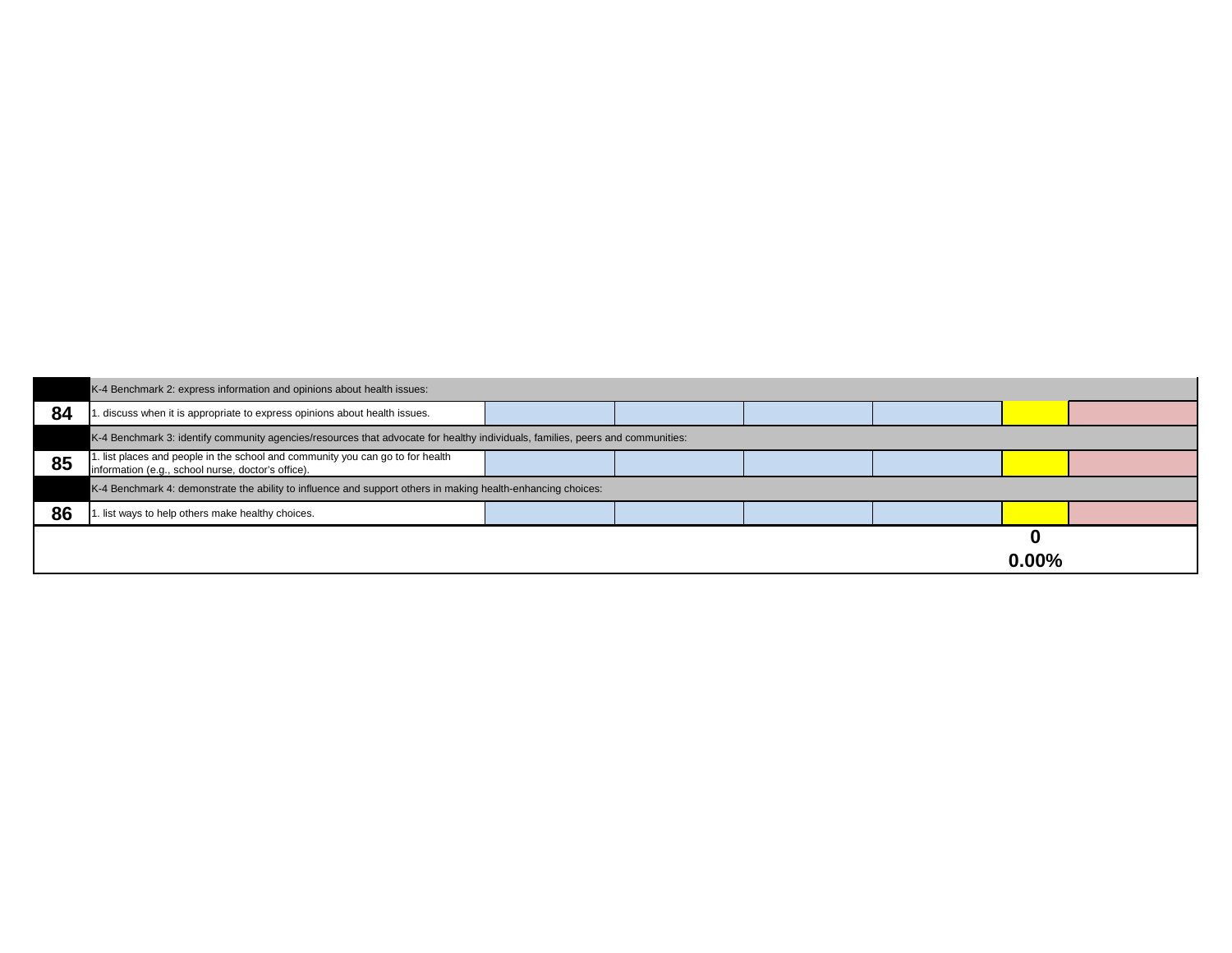| | | | | | | | |
|---|---|---|---|---|---|---|---|
| | K-4 Benchmark 2: express information and opinions about health issues: | | | | | | |
| **84** | 1. discuss when it is appropriate to express opinions about health issues. | | | | | | |
| | K-4 Benchmark 3: identify community agencies/resources that advocate for healthy individuals, families, peers and communities: | | | | | | |
| **85** | 1. list places and people in the school and community you can go to for health information (e.g., school nurse, doctor's office). | | | | | | |
| | K-4 Benchmark 4: demonstrate the ability to influence and support others in making health-enhancing choices: | | | | | | |
| **86** | 1. list ways to help others make healthy choices. | | | | | | |
| | | | | | | **0** | |
| | | | | | | **0.00%** | |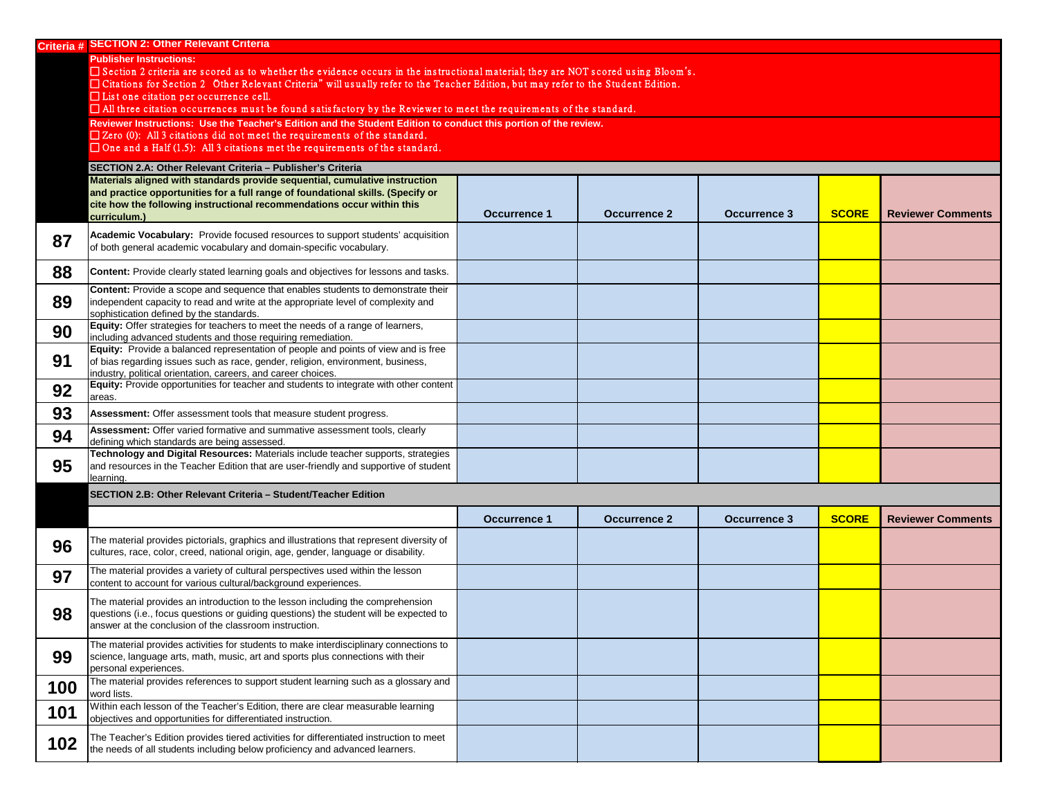| Criteria # | SECTION 2: Other Relevant Criteria | | | | | |
|---|---|---|---|---|---|---|
| | **Publisher Instructions:**<br>☐ Section 2 criteria are scored as to whether the evidence occurs in the instructional material; they are NOT scored using Bloom's.<br>☐ Citations for Section 2 Other Relevant Criteria" will usually refer to the Teacher Edition, but may refer to the Student Edition.<br>☐ List one citation per occurrence cell.<br>☐ All three citation occurrences must be found satisfactory by the Reviewer to meet the requirements of the standard. | | | | | |
| | **Reviewer Instructions: Use the Teacher's Edition and the Student Edition to conduct this portion of the review.**<br>☐ Zero (0): All 3 citations did not meet the requirements of the standard.<br>☐ One and a Half (1.5): All 3 citations met the requirements of the standard. | | | | | |
| | **SECTION 2.A: Other Relevant Criteria – Publisher's Criteria** | | | | | |
| | **Materials aligned with standards provide sequential, cumulative instruction and practice opportunities for a full range of foundational skills. (Specify or cite how the following instructional recommendations occur within this curriculum.)** | **Occurrence 1** | **Occurrence 2** | **Occurrence 3** | **SCORE** | **Reviewer Comments** |
| **87** | **Academic Vocabulary:** Provide focused resources to support students' acquisition of both general academic vocabulary and domain-specific vocabulary. | | | | | |
| **88** | **Content:** Provide clearly stated learning goals and objectives for lessons and tasks. | | | | | |
| **89** | **Content:** Provide a scope and sequence that enables students to demonstrate their independent capacity to read and write at the appropriate level of complexity and sophistication defined by the standards. | | | | | |
| **90** | **Equity:** Offer strategies for teachers to meet the needs of a range of learners, including advanced students and those requiring remediation. | | | | | |
| **91** | **Equity:** Provide a balanced representation of people and points of view and is free of bias regarding issues such as race, gender, religion, environment, business, industry, political orientation, careers, and career choices. | | | | | |
| **92** | **Equity:** Provide opportunities for teacher and students to integrate with other content areas. | | | | | |
| **93** | **Assessment:** Offer assessment tools that measure student progress. | | | | | |
| **94** | **Assessment:** Offer varied formative and summative assessment tools, clearly defining which standards are being assessed. | | | | | |
| **95** | **Technology and Digital Resources:** Materials include teacher supports, strategies and resources in the Teacher Edition that are user-friendly and supportive of student learning. | | | | | |
| | **SECTION 2.B: Other Relevant Criteria – Student/Teacher Edition** | | | | | |
| | | **Occurrence 1** | **Occurrence 2** | **Occurrence 3** | **SCORE** | **Reviewer Comments** |
| **96** | The material provides pictorials, graphics and illustrations that represent diversity of cultures, race, color, creed, national origin, age, gender, language or disability. | | | | | |
| **97** | The material provides a variety of cultural perspectives used within the lesson content to account for various cultural/background experiences. | | | | | |
| **98** | The material provides an introduction to the lesson including the comprehension questions (i.e., focus questions or guiding questions) the student will be expected to answer at the conclusion of the classroom instruction. | | | | | |
| **99** | The material provides activities for students to make interdisciplinary connections to science, language arts, math, music, art and sports plus connections with their personal experiences. | | | | | |
| **100** | The material provides references to support student learning such as a glossary and word lists. | | | | | |
| **101** | Within each lesson of the Teacher's Edition, there are clear measurable learning objectives and opportunities for differentiated instruction. | | | | | |
| **102** | The Teacher's Edition provides tiered activities for differentiated instruction to meet the needs of all students including below proficiency and advanced learners. | | | | | |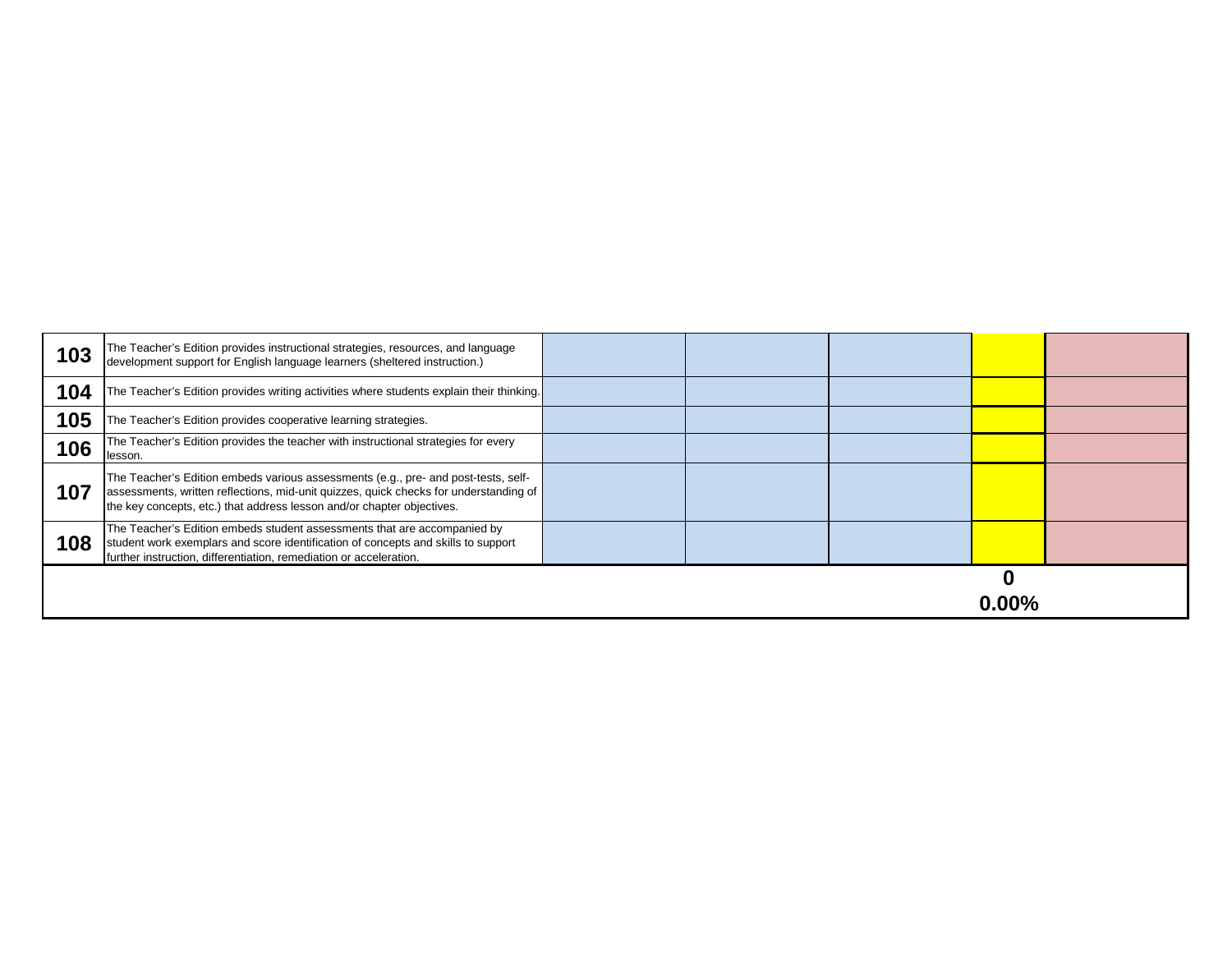| | | | | | | |
|---|---|---|---|---|---|---|
| **103** | The Teacher's Edition provides instructional strategies, resources, and language development support for English language learners (sheltered instruction.) | | | | | |
| **104** | The Teacher's Edition provides writing activities where students explain their thinking. | | | | | |
| **105** | The Teacher's Edition provides cooperative learning strategies. | | | | | |
| **106** | The Teacher's Edition provides the teacher with instructional strategies for every lesson. | | | | | |
| **107** | The Teacher's Edition embeds various assessments (e.g., pre- and post-tests, self-assessments, written reflections, mid-unit quizzes, quick checks for understanding of the key concepts, etc.) that address lesson and/or chapter objectives. | | | | | |
| **108** | The Teacher's Edition embeds student assessments that are accompanied by student work exemplars and score identification of concepts and skills to support further instruction, differentiation, remediation or acceleration. | | | | | |
| | | | | | **0**<br>**0.00%** | |